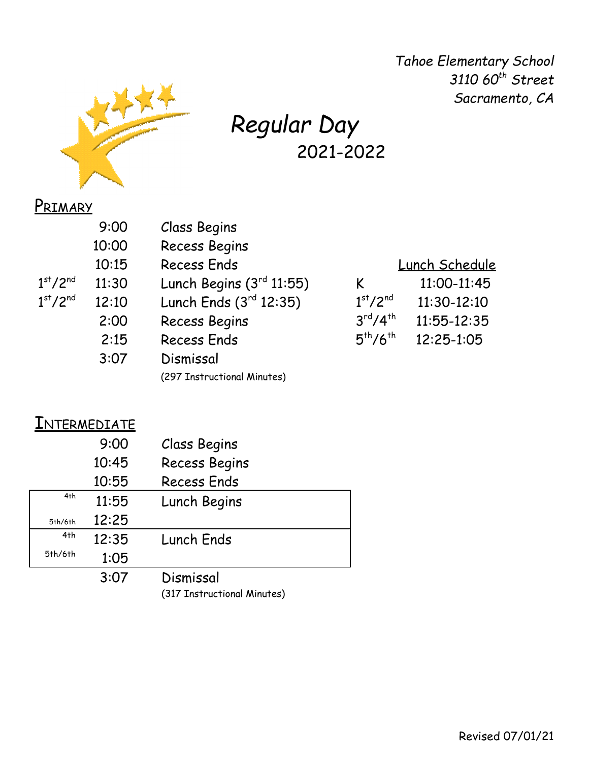*Tahoe Elementary School*
*3110 60th Street*
*Sacramento, CA*

# *Regular Day*
## 2021-2022

### PRIMARY

| | | |
|---|---|---|
| | 9:00 | Class Begins |
| | 10:00 | Recess Begins |
| | 10:15 | Recess Ends |
| 1st/2nd | 11:30 | Lunch Begins (3rd 11:55) |
| 1st/2nd | 12:10 | Lunch Ends (3rd 12:35) |
| | 2:00 | Recess Begins |
| | 2:15 | Recess Ends |
| | 3:07 | Dismissal |
| | | (297 Instructional Minutes) |

**Lunch Schedule**

| | |
|---|---|
| K | 11:00-11:45 |
| 1st/2nd | 11:30-12:10 |
| 3rd/4th | 11:55-12:35 |
| 5th/6th | 12:25-1:05 |

### INTERMEDIATE

| | | |
|---|---|---|
| | 9:00 | Class Begins |
| | 10:45 | Recess Begins |
| | 10:55 | Recess Ends |
| 4th | 11:55 | Lunch Begins |
| 5th/6th | 12:25 | |
| 4th | 12:35 | Lunch Ends |
| 5th/6th | 1:05 | |
| | 3:07 | Dismissal |
| | | (317 Instructional Minutes) |

Revised 07/01/21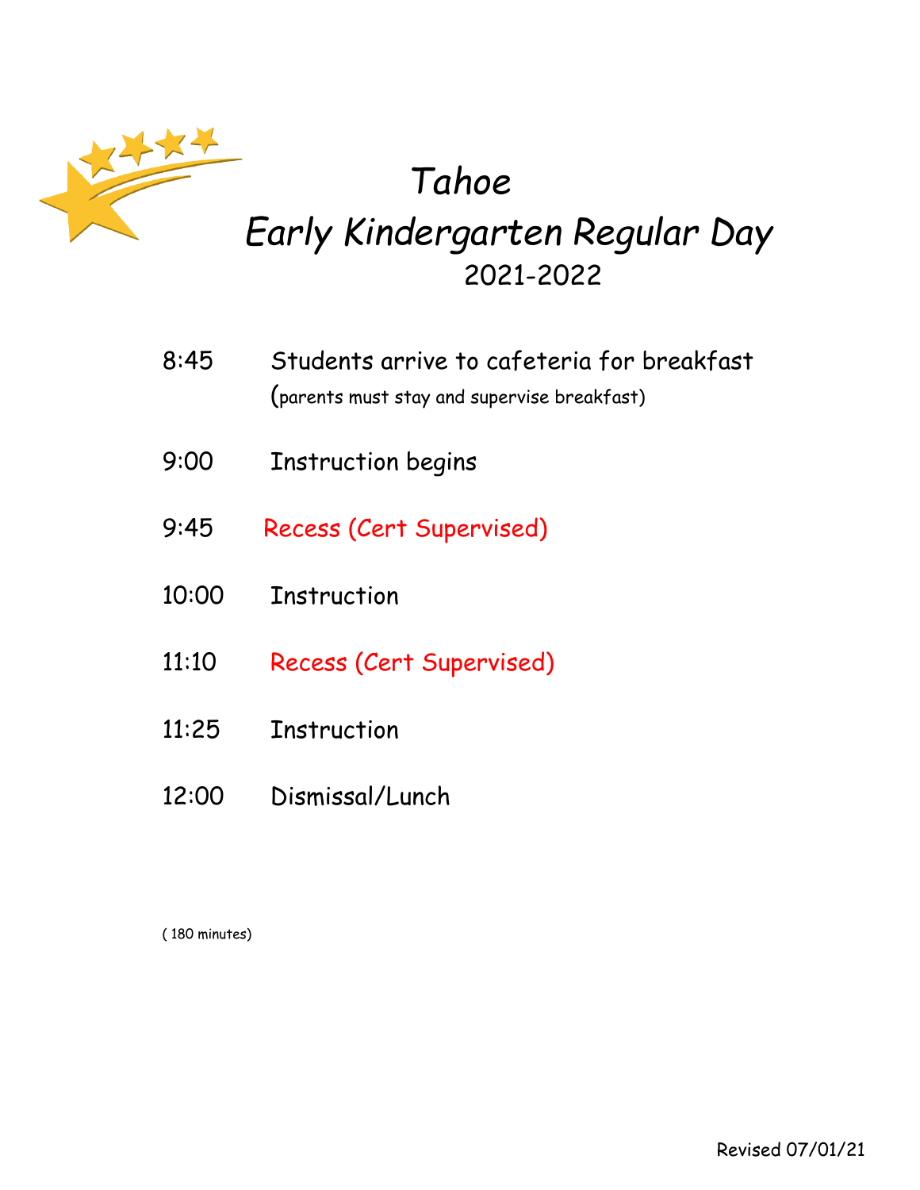# *Tahoe*
## *Early Kindergarten Regular Day*
### 2021-2022

8:45 Students arrive to cafeteria for breakfast
(parents must stay and supervise breakfast)

9:00 Instruction begins

9:45 Recess (Cert Supervised)

10:00 Instruction

11:10 Recess (Cert Supervised)

11:25 Instruction

12:00 Dismissal/Lunch

( 180 minutes)

Revised 07/01/21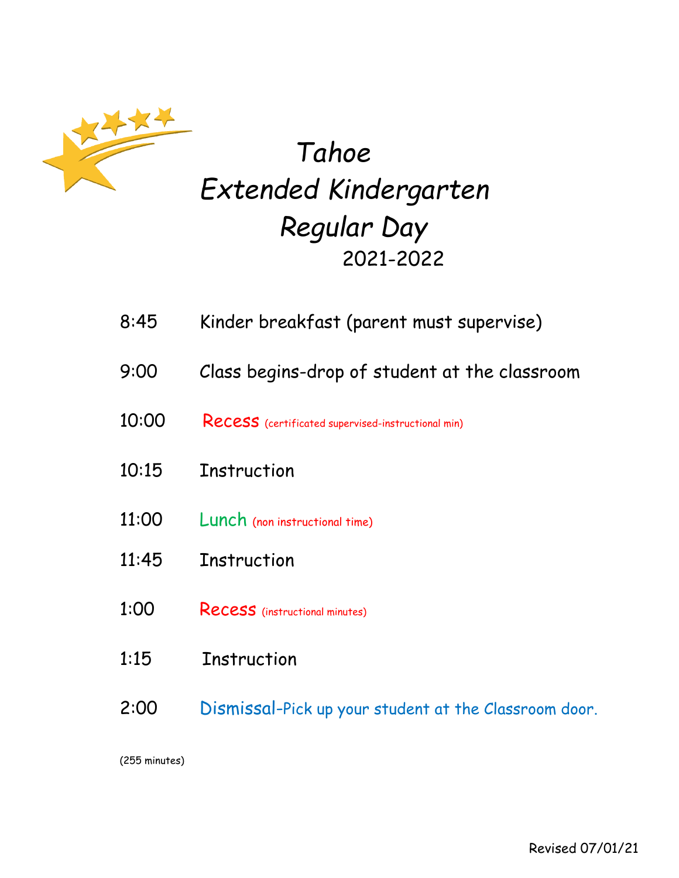# *Tahoe*
# *Extended Kindergarten*
# *Regular Day*
## 2021-2022

| | |
|---|---|
| 8:45 | Kinder breakfast (parent must supervise) |
| 9:00 | Class begins-drop of student at the classroom |
| 10:00 | Recess (certificated supervised-instructional min) |
| 10:15 | Instruction |
| 11:00 | Lunch (non instructional time) |
| 11:45 | Instruction |
| 1:00 | Recess (instructional minutes) |
| 1:15 | Instruction |
| 2:00 | Dismissal-Pick up your student at the Classroom door. |

(255 minutes)

Revised 07/01/21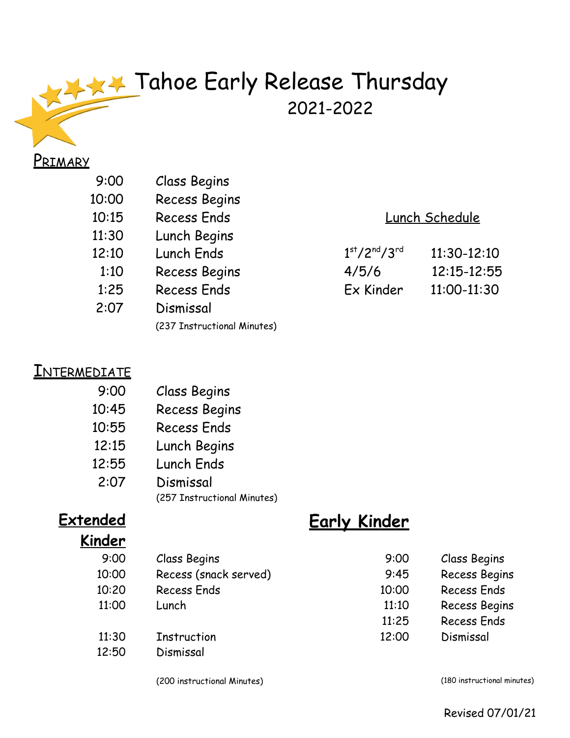# Tahoe Early Release Thursday

## 2021-2022

### Primary

| | |
|---|---|
| 9:00 | Class Begins |
| 10:00 | Recess Begins |
| 10:15 | Recess Ends |
| 11:30 | Lunch Begins |
| 12:10 | Lunch Ends |
| 1:10 | Recess Begins |
| 1:25 | Recess Ends |
| 2:07 | Dismissal |

(237 Instructional Minutes)

### Lunch Schedule

| | |
|---|---|
| 1st/2nd/3rd | 11:30-12:10 |
| 4/5/6 | 12:15-12:55 |
| Ex Kinder | 11:00-11:30 |

### Intermediate

| | |
|---|---|
| 9:00 | Class Begins |
| 10:45 | Recess Begins |
| 10:55 | Recess Ends |
| 12:15 | Lunch Begins |
| 12:55 | Lunch Ends |
| 2:07 | Dismissal |

(257 Instructional Minutes)

### **Extended Kinder**

| | |
|---|---|
| 9:00 | Class Begins |
| 10:00 | Recess (snack served) |
| 10:20 | Recess Ends |
| 11:00 | Lunch |
| 11:30 | Instruction |
| 12:50 | Dismissal |

(200 instructional Minutes)

### **Early Kinder**

| | |
|---|---|
| 9:00 | Class Begins |
| 9:45 | Recess Begins |
| 10:00 | Recess Ends |
| 11:10 | Recess Begins |
| 11:25 | Recess Ends |
| 12:00 | Dismissal |

(180 instructional minutes)

Revised 07/01/21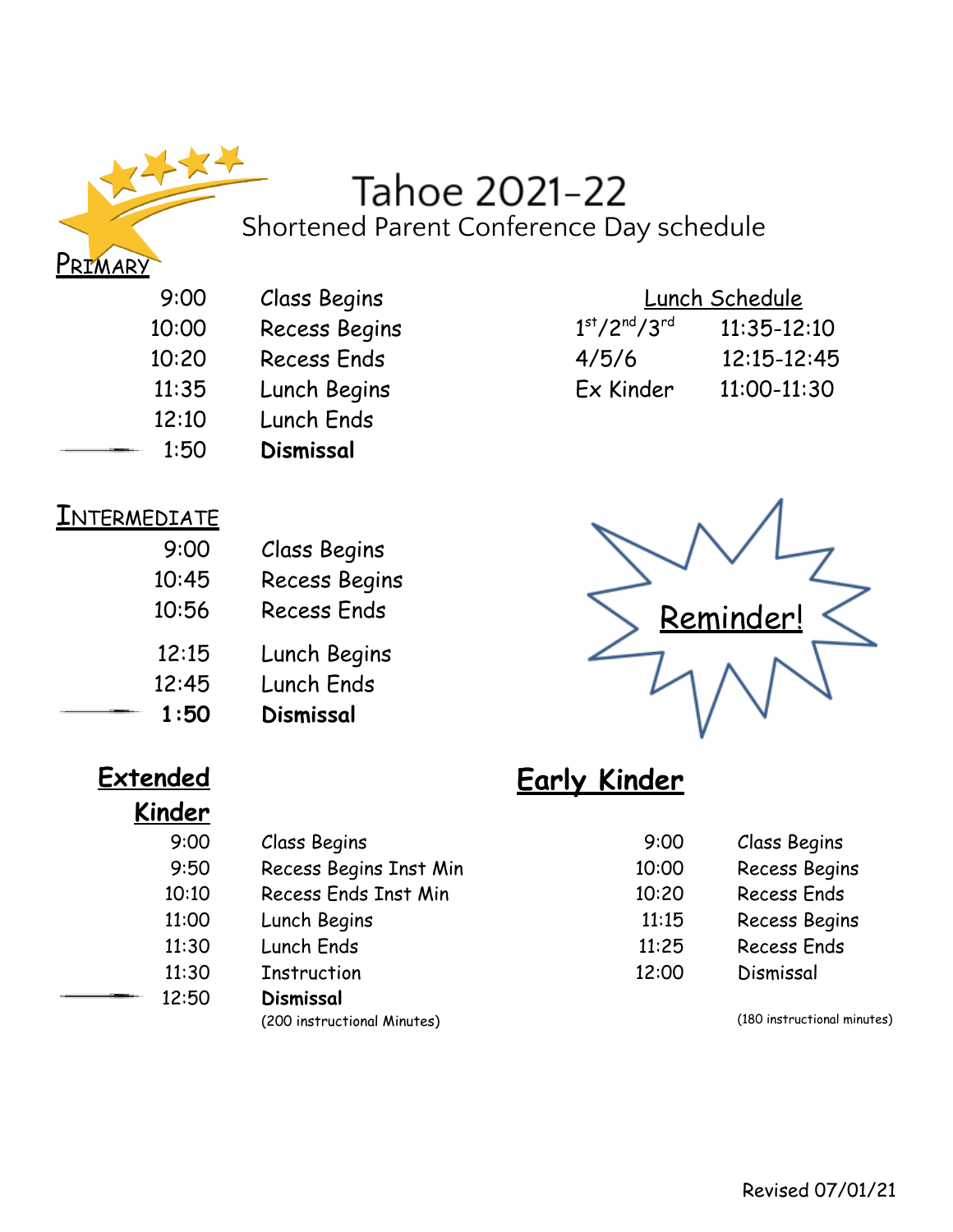# Tahoe 2021-22

## Shortened Parent Conference Day schedule

### PRIMARY

| | |
|---|---|
| 9:00 | Class Begins |
| 10:00 | Recess Begins |
| 10:20 | Recess Ends |
| 11:35 | Lunch Begins |
| 12:10 | Lunch Ends |
| 1:50 | **Dismissal** |

### Lunch Schedule

| | |
|---|---|
| 1st/2nd/3rd | 11:35-12:10 |
| 4/5/6 | 12:15-12:45 |
| Ex Kinder | 11:00-11:30 |

### INTERMEDIATE

| | |
|---|---|
| 9:00 | Class Begins |
| 10:45 | Recess Begins |
| 10:56 | Recess Ends |
| 12:15 | Lunch Begins |
| 12:45 | Lunch Ends |
| **1:50** | **Dismissal** |

Reminder!

### Extended Kinder

| | |
|---|---|
| 9:00 | Class Begins |
| 9:50 | Recess Begins Inst Min |
| 10:10 | Recess Ends Inst Min |
| 11:00 | Lunch Begins |
| 11:30 | Lunch Ends |
| 11:30 | Instruction |
| 12:50 | **Dismissal** |

(200 instructional Minutes)

### Early Kinder

| | |
|---|---|
| 9:00 | Class Begins |
| 10:00 | Recess Begins |
| 10:20 | Recess Ends |
| 11:15 | Recess Begins |
| 11:25 | Recess Ends |
| 12:00 | Dismissal |

(180 instructional minutes)

Revised 07/01/21